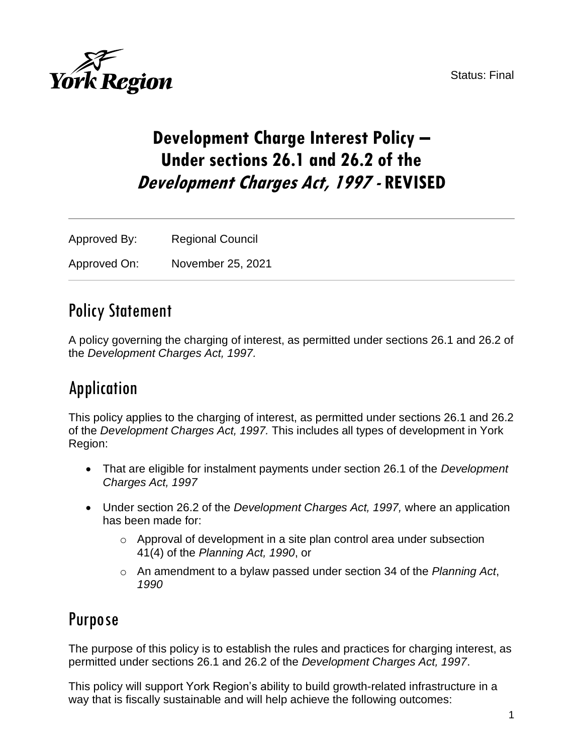York Region

Status: Final

# Development Charge Interest Policy – Under sections 26.1 and 26.2 of the *Development Charges Act, 1997* - REVISED

| | |
|---|---|
| Approved By: | Regional Council |
| Approved On: | November 25, 2021 |

## Policy Statement

A policy governing the charging of interest, as permitted under sections 26.1 and 26.2 of the *Development Charges Act, 1997.*

## Application

This policy applies to the charging of interest, as permitted under sections 26.1 and 26.2 of the *Development Charges Act, 1997.* This includes all types of development in York Region:

- That are eligible for instalment payments under section 26.1 of the *Development Charges Act, 1997*
- Under section 26.2 of the *Development Charges Act, 1997,* where an application has been made for:
  - Approval of development in a site plan control area under subsection 41(4) of the *Planning Act, 1990*, or
  - An amendment to a bylaw passed under section 34 of the *Planning Act*, *1990*

## Purpose

The purpose of this policy is to establish the rules and practices for charging interest, as permitted under sections 26.1 and 26.2 of the *Development Charges Act, 1997*.

This policy will support York Region's ability to build growth-related infrastructure in a way that is fiscally sustainable and will help achieve the following outcomes: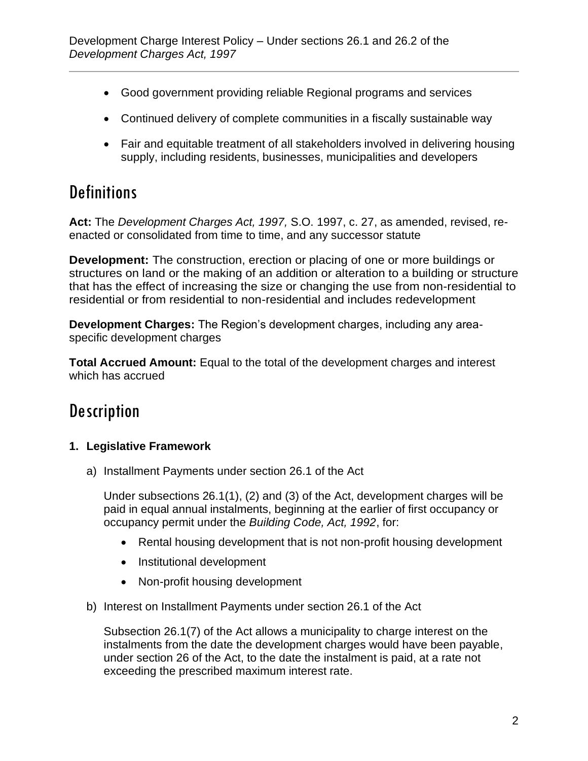- Good government providing reliable Regional programs and services
- Continued delivery of complete communities in a fiscally sustainable way
- Fair and equitable treatment of all stakeholders involved in delivering housing supply, including residents, businesses, municipalities and developers

# Definitions

**Act:** The *Development Charges Act, 1997,* S.O. 1997, c. 27, as amended, revised, re-enacted or consolidated from time to time, and any successor statute

**Development:** The construction, erection or placing of one or more buildings or structures on land or the making of an addition or alteration to a building or structure that has the effect of increasing the size or changing the use from non-residential to residential or from residential to non-residential and includes redevelopment

**Development Charges:** The Region's development charges, including any area-specific development charges

**Total Accrued Amount:** Equal to the total of the development charges and interest which has accrued

# Description

**1. Legislative Framework**

a) Installment Payments under section 26.1 of the Act

Under subsections 26.1(1), (2) and (3) of the Act, development charges will be paid in equal annual instalments, beginning at the earlier of first occupancy or occupancy permit under the *Building Code, Act, 1992*, for:

- Rental housing development that is not non-profit housing development
- Institutional development
- Non-profit housing development

b) Interest on Installment Payments under section 26.1 of the Act

Subsection 26.1(7) of the Act allows a municipality to charge interest on the instalments from the date the development charges would have been payable, under section 26 of the Act, to the date the instalment is paid, at a rate not exceeding the prescribed maximum interest rate.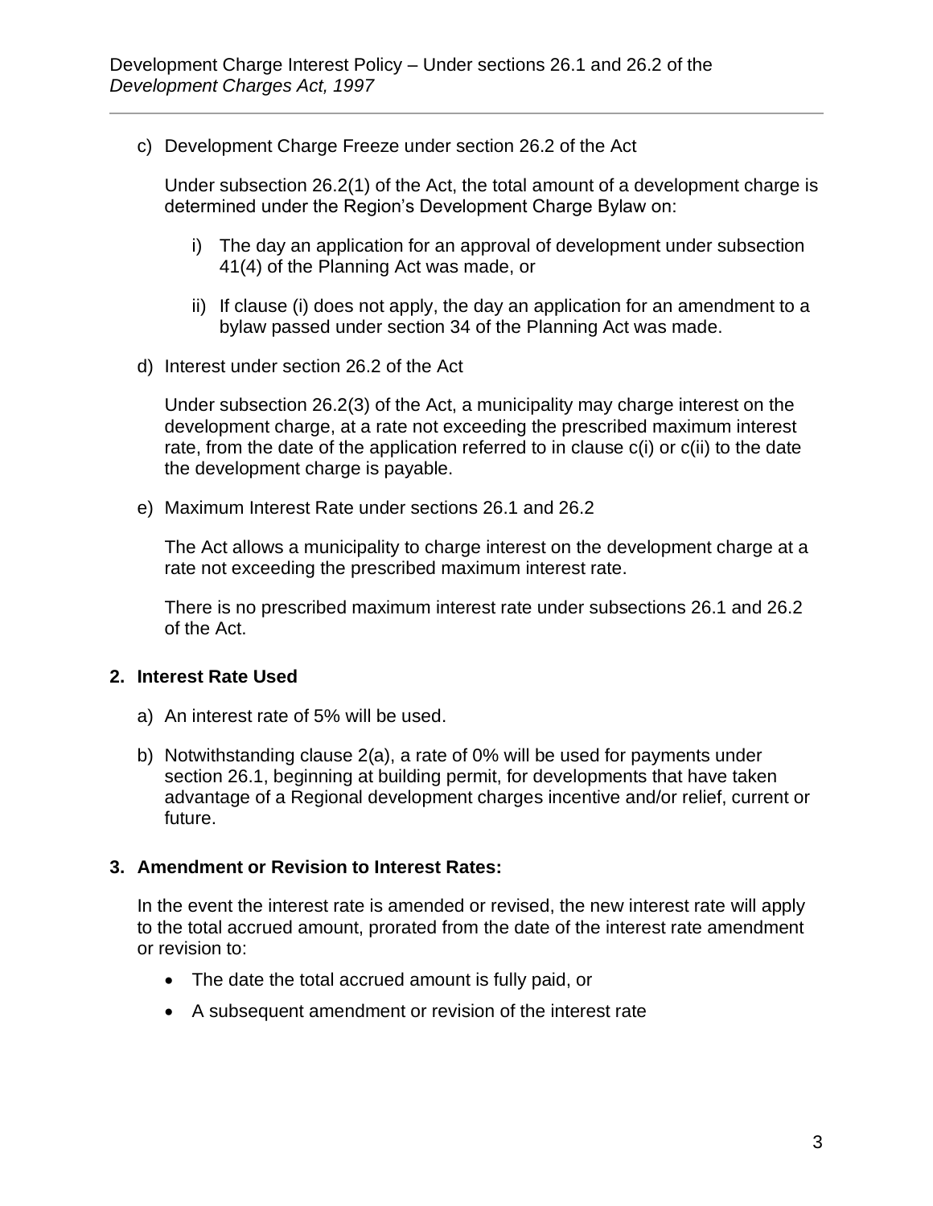c) Development Charge Freeze under section 26.2 of the Act

   Under subsection 26.2(1) of the Act, the total amount of a development charge is determined under the Region's Development Charge Bylaw on:

   i) The day an application for an approval of development under subsection 41(4) of the Planning Act was made, or

   ii) If clause (i) does not apply, the day an application for an amendment to a bylaw passed under section 34 of the Planning Act was made.

d) Interest under section 26.2 of the Act

   Under subsection 26.2(3) of the Act, a municipality may charge interest on the development charge, at a rate not exceeding the prescribed maximum interest rate, from the date of the application referred to in clause c(i) or c(ii) to the date the development charge is payable.

e) Maximum Interest Rate under sections 26.1 and 26.2

   The Act allows a municipality to charge interest on the development charge at a rate not exceeding the prescribed maximum interest rate.

   There is no prescribed maximum interest rate under subsections 26.1 and 26.2 of the Act.

## 2. Interest Rate Used

a) An interest rate of 5% will be used.

b) Notwithstanding clause 2(a), a rate of 0% will be used for payments under section 26.1, beginning at building permit, for developments that have taken advantage of a Regional development charges incentive and/or relief, current or future.

## 3. Amendment or Revision to Interest Rates:

In the event the interest rate is amended or revised, the new interest rate will apply to the total accrued amount, prorated from the date of the interest rate amendment or revision to:

- The date the total accrued amount is fully paid, or
- A subsequent amendment or revision of the interest rate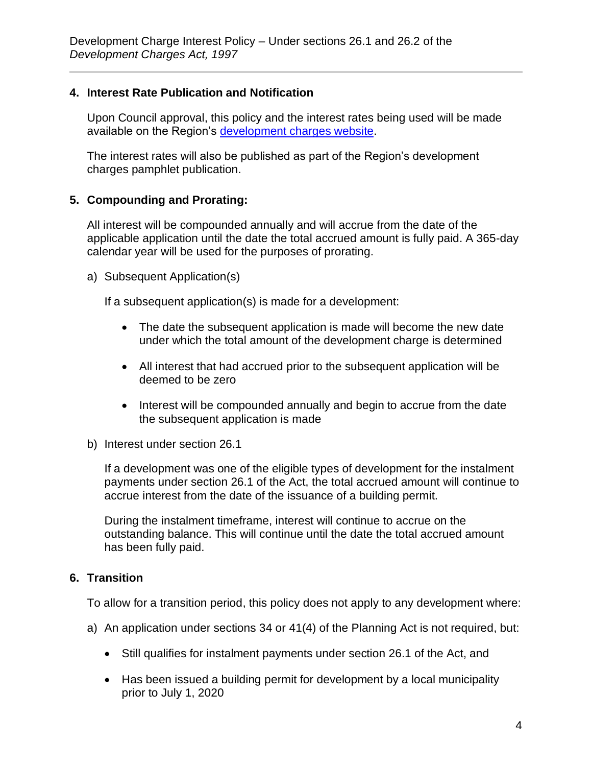## 4. Interest Rate Publication and Notification

Upon Council approval, this policy and the interest rates being used will be made available on the Region's [development charges website](#).

The interest rates will also be published as part of the Region's development charges pamphlet publication.

## 5. Compounding and Prorating:

All interest will be compounded annually and will accrue from the date of the applicable application until the date the total accrued amount is fully paid. A 365-day calendar year will be used for the purposes of prorating.

a) Subsequent Application(s)

If a subsequent application(s) is made for a development:

- The date the subsequent application is made will become the new date under which the total amount of the development charge is determined
- All interest that had accrued prior to the subsequent application will be deemed to be zero
- Interest will be compounded annually and begin to accrue from the date the subsequent application is made

b) Interest under section 26.1

If a development was one of the eligible types of development for the instalment payments under section 26.1 of the Act, the total accrued amount will continue to accrue interest from the date of the issuance of a building permit.

During the instalment timeframe, interest will continue to accrue on the outstanding balance. This will continue until the date the total accrued amount has been fully paid.

## 6. Transition

To allow for a transition period, this policy does not apply to any development where:

a) An application under sections 34 or 41(4) of the Planning Act is not required, but:

- Still qualifies for instalment payments under section 26.1 of the Act, and
- Has been issued a building permit for development by a local municipality prior to July 1, 2020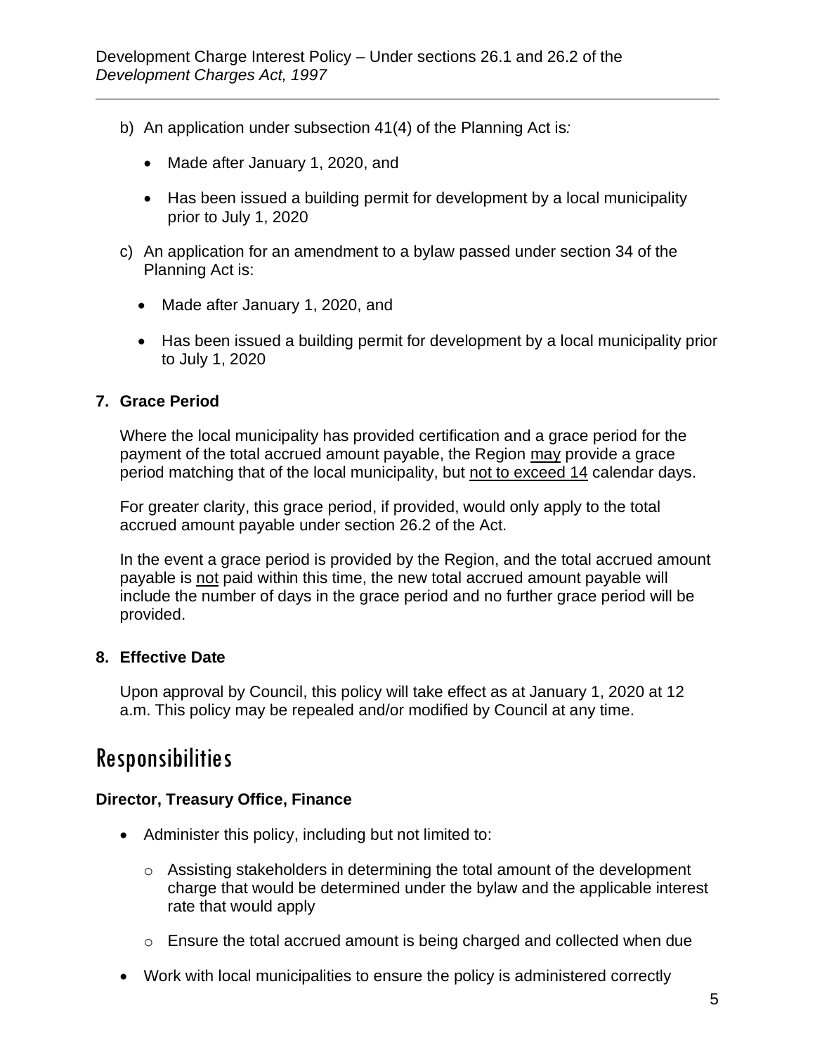b) An application under subsection 41(4) of the Planning Act is:

- Made after January 1, 2020, and
- Has been issued a building permit for development by a local municipality prior to July 1, 2020

c) An application for an amendment to a bylaw passed under section 34 of the Planning Act is:

- Made after January 1, 2020, and
- Has been issued a building permit for development by a local municipality prior to July 1, 2020

**7. Grace Period**

Where the local municipality has provided certification and a grace period for the payment of the total accrued amount payable, the Region may provide a grace period matching that of the local municipality, but not to exceed 14 calendar days.

For greater clarity, this grace period, if provided, would only apply to the total accrued amount payable under section 26.2 of the Act.

In the event a grace period is provided by the Region, and the total accrued amount payable is not paid within this time, the new total accrued amount payable will include the number of days in the grace period and no further grace period will be provided.

**8. Effective Date**

Upon approval by Council, this policy will take effect as at January 1, 2020 at 12 a.m. This policy may be repealed and/or modified by Council at any time.

# Responsibilities

**Director, Treasury Office, Finance**

- Administer this policy, including but not limited to:
  - Assisting stakeholders in determining the total amount of the development charge that would be determined under the bylaw and the applicable interest rate that would apply
  - Ensure the total accrued amount is being charged and collected when due
- Work with local municipalities to ensure the policy is administered correctly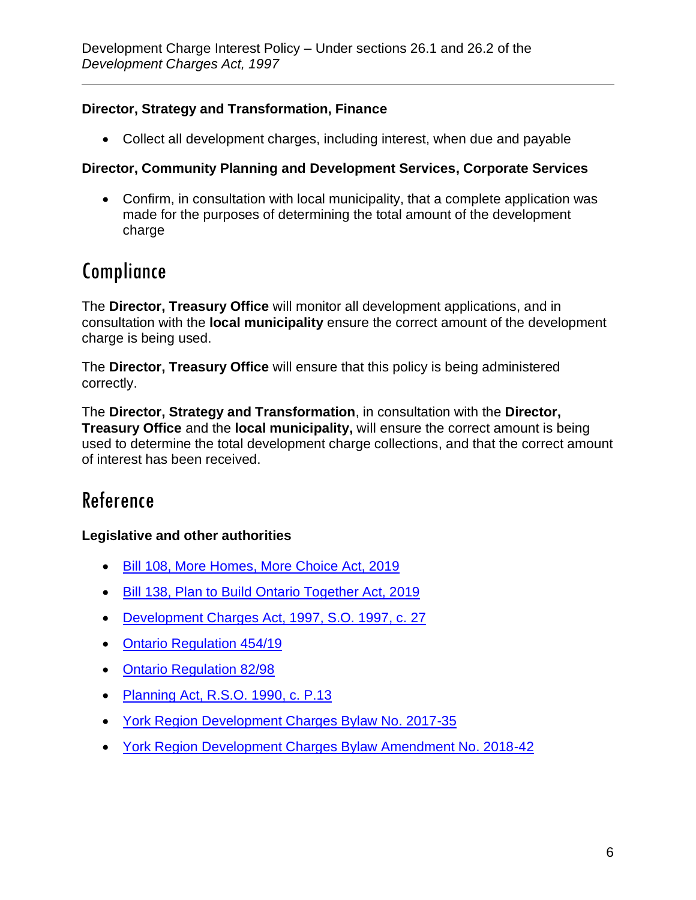**Director, Strategy and Transformation, Finance**

- Collect all development charges, including interest, when due and payable

**Director, Community Planning and Development Services, Corporate Services**

- Confirm, in consultation with local municipality, that a complete application was made for the purposes of determining the total amount of the development charge

## Compliance

The **Director, Treasury Office** will monitor all development applications, and in consultation with the **local municipality** ensure the correct amount of the development charge is being used.

The **Director, Treasury Office** will ensure that this policy is being administered correctly.

The **Director, Strategy and Transformation**, in consultation with the **Director, Treasury Office** and the **local municipality,** will ensure the correct amount is being used to determine the total development charge collections, and that the correct amount of interest has been received.

## Reference

**Legislative and other authorities**

- Bill 108, More Homes, More Choice Act, 2019
- Bill 138, Plan to Build Ontario Together Act, 2019
- Development Charges Act, 1997, S.O. 1997, c. 27
- Ontario Regulation 454/19
- Ontario Regulation 82/98
- Planning Act, R.S.O. 1990, c. P.13
- York Region Development Charges Bylaw No. 2017-35
- York Region Development Charges Bylaw Amendment No. 2018-42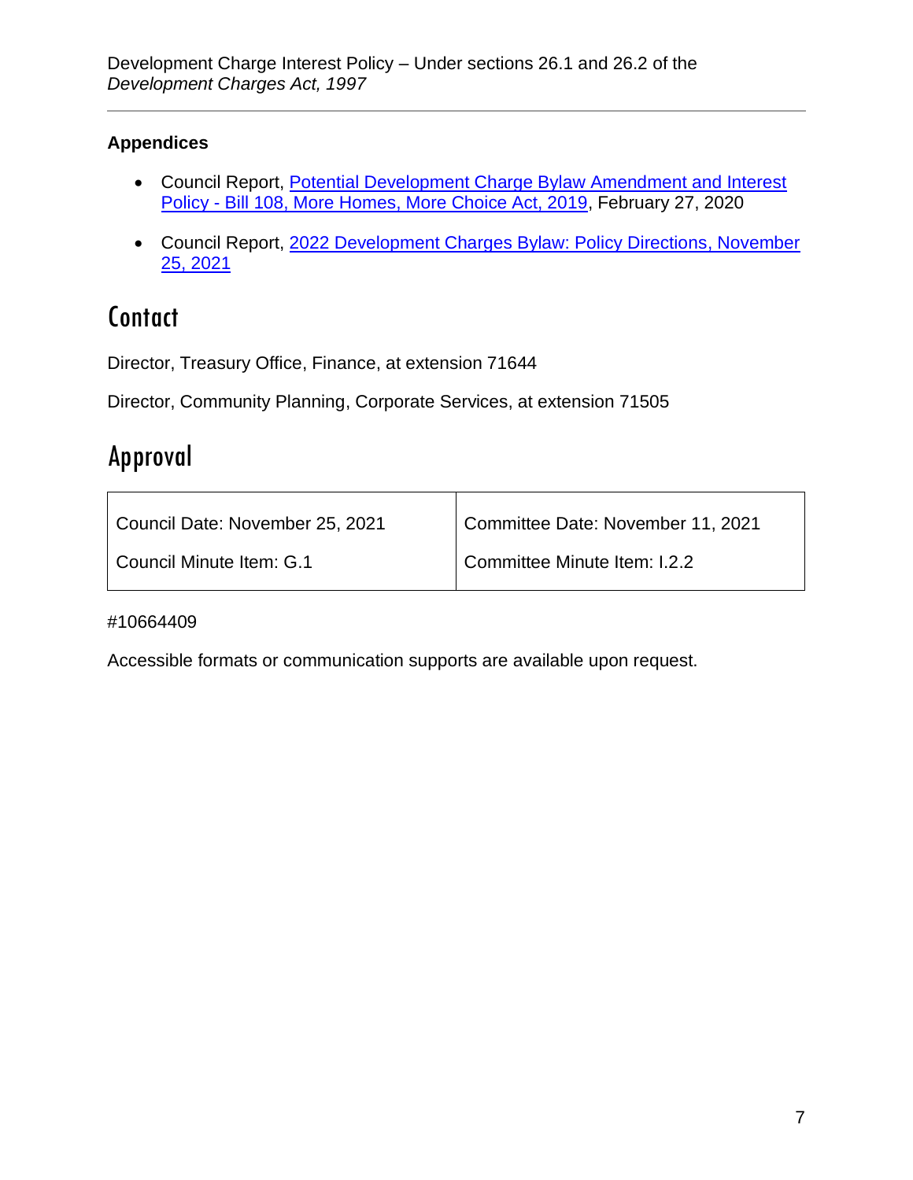**Appendices**

- Council Report, Potential Development Charge Bylaw Amendment and Interest Policy - Bill 108, More Homes, More Choice Act, 2019, February 27, 2020
- Council Report, 2022 Development Charges Bylaw: Policy Directions, November 25, 2021

# Contact

Director, Treasury Office, Finance, at extension 71644

Director, Community Planning, Corporate Services, at extension 71505

# Approval

| | |
|---|---|
| Council Date: November 25, 2021<br><br>Council Minute Item: G.1 | Committee Date: November 11, 2021<br><br>Committee Minute Item: I.2.2 |

#10664409

Accessible formats or communication supports are available upon request.